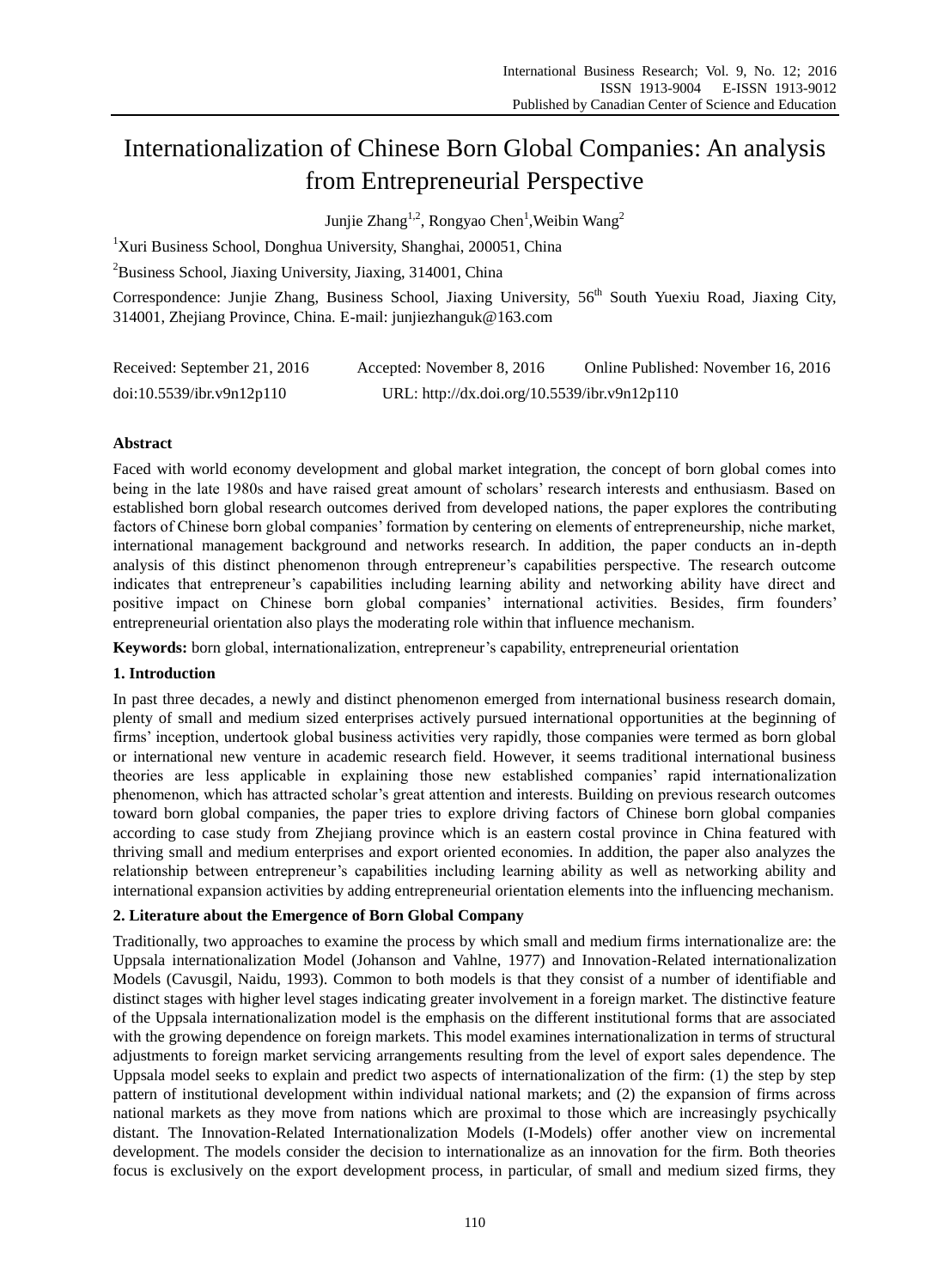# Internationalization of Chinese Born Global Companies: An analysis from Entrepreneurial Perspective

Junjie Zhang[1,2], Rongyao Chen[1], Weibin Wang[2]

[1]Xuri Business School, Donghua University, Shanghai, 200051, China

[2]Business School, Jiaxing University, Jiaxing, 314001, China

Correspondence: Junjie Zhang, Business School, Jiaxing University, 56th South Yuexiu Road, Jiaxing City, 314001, Zhejiang Province, China. E-mail: junjiezhanguk@163.com

Received: September 21, 2016 Accepted: November 8, 2016 Online Published: November 16, 2016

doi:10.5539/ibr.v9n12p110 URL: http://dx.doi.org/10.5539/ibr.v9n12p110

## Abstract

Faced with world economy development and global market integration, the concept of born global comes into being in the late 1980s and have raised great amount of scholars' research interests and enthusiasm. Based on established born global research outcomes derived from developed nations, the paper explores the contributing factors of Chinese born global companies' formation by centering on elements of entrepreneurship, niche market, international management background and networks research. In addition, the paper conducts an in-depth analysis of this distinct phenomenon through entrepreneur's capabilities perspective. The research outcome indicates that entrepreneur's capabilities including learning ability and networking ability have direct and positive impact on Chinese born global companies' international activities. Besides, firm founders' entrepreneurial orientation also plays the moderating role within that influence mechanism.

**Keywords:** born global, internationalization, entrepreneur's capability, entrepreneurial orientation

## 1. Introduction

In past three decades, a newly and distinct phenomenon emerged from international business research domain, plenty of small and medium sized enterprises actively pursued international opportunities at the beginning of firms' inception, undertook global business activities very rapidly, those companies were termed as born global or international new venture in academic research field. However, it seems traditional international business theories are less applicable in explaining those new established companies' rapid internationalization phenomenon, which has attracted scholar's great attention and interests. Building on previous research outcomes toward born global companies, the paper tries to explore driving factors of Chinese born global companies according to case study from Zhejiang province which is an eastern costal province in China featured with thriving small and medium enterprises and export oriented economies. In addition, the paper also analyzes the relationship between entrepreneur's capabilities including learning ability as well as networking ability and international expansion activities by adding entrepreneurial orientation elements into the influencing mechanism.

## 2. Literature about the Emergence of Born Global Company

Traditionally, two approaches to examine the process by which small and medium firms internationalize are: the Uppsala internationalization Model (Johanson and Vahlne, 1977) and Innovation-Related internationalization Models (Cavusgil, Naidu, 1993). Common to both models is that they consist of a number of identifiable and distinct stages with higher level stages indicating greater involvement in a foreign market. The distinctive feature of the Uppsala internationalization model is the emphasis on the different institutional forms that are associated with the growing dependence on foreign markets. This model examines internationalization in terms of structural adjustments to foreign market servicing arrangements resulting from the level of export sales dependence. The Uppsala model seeks to explain and predict two aspects of internationalization of the firm: (1) the step by step pattern of institutional development within individual national markets; and (2) the expansion of firms across national markets as they move from nations which are proximal to those which are increasingly psychically distant. The Innovation-Related Internationalization Models (I-Models) offer another view on incremental development. The models consider the decision to internationalize as an innovation for the firm. Both theories focus is exclusively on the export development process, in particular, of small and medium sized firms, they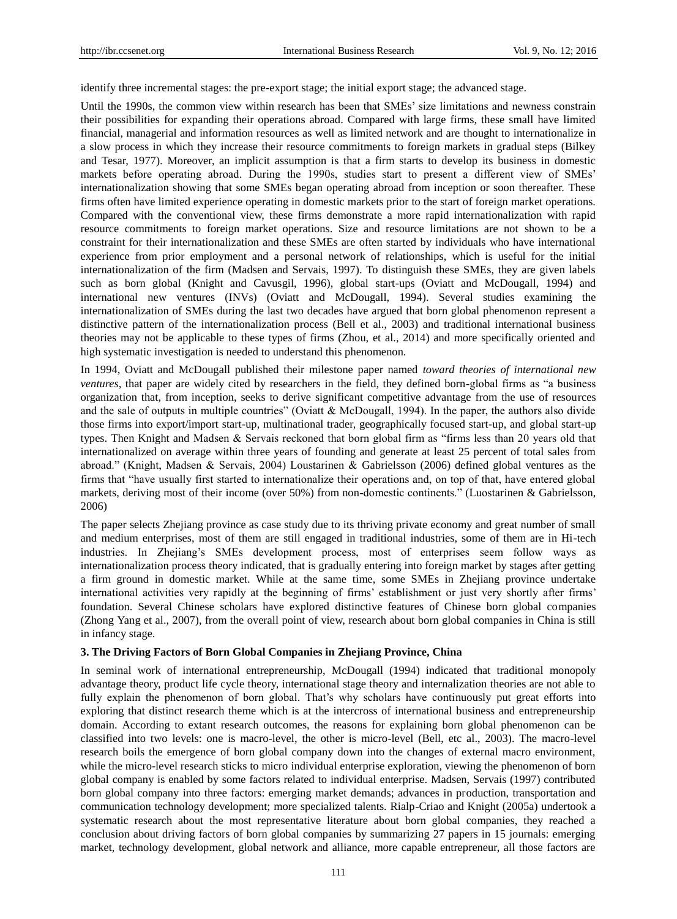identify three incremental stages: the pre-export stage; the initial export stage; the advanced stage.

Until the 1990s, the common view within research has been that SMEs' size limitations and newness constrain their possibilities for expanding their operations abroad. Compared with large firms, these small have limited financial, managerial and information resources as well as limited network and are thought to internationalize in a slow process in which they increase their resource commitments to foreign markets in gradual steps (Bilkey and Tesar, 1977). Moreover, an implicit assumption is that a firm starts to develop its business in domestic markets before operating abroad. During the 1990s, studies start to present a different view of SMEs' internationalization showing that some SMEs began operating abroad from inception or soon thereafter. These firms often have limited experience operating in domestic markets prior to the start of foreign market operations. Compared with the conventional view, these firms demonstrate a more rapid internationalization with rapid resource commitments to foreign market operations. Size and resource limitations are not shown to be a constraint for their internationalization and these SMEs are often started by individuals who have international experience from prior employment and a personal network of relationships, which is useful for the initial internationalization of the firm (Madsen and Servais, 1997). To distinguish these SMEs, they are given labels such as born global (Knight and Cavusgil, 1996), global start-ups (Oviatt and McDougall, 1994) and international new ventures (INVs) (Oviatt and McDougall, 1994). Several studies examining the internationalization of SMEs during the last two decades have argued that born global phenomenon represent a distinctive pattern of the internationalization process (Bell et al., 2003) and traditional international business theories may not be applicable to these types of firms (Zhou, et al., 2014) and more specifically oriented and high systematic investigation is needed to understand this phenomenon.

In 1994, Oviatt and McDougall published their milestone paper named *toward theories of international new ventures*, that paper are widely cited by researchers in the field, they defined born-global firms as "a business organization that, from inception, seeks to derive significant competitive advantage from the use of resources and the sale of outputs in multiple countries" (Oviatt & McDougall, 1994). In the paper, the authors also divide those firms into export/import start-up, multinational trader, geographically focused start-up, and global start-up types. Then Knight and Madsen & Servais reckoned that born global firm as "firms less than 20 years old that internationalized on average within three years of founding and generate at least 25 percent of total sales from abroad." (Knight, Madsen & Servais, 2004) Loustarinen & Gabrielsson (2006) defined global ventures as the firms that "have usually first started to internationalize their operations and, on top of that, have entered global markets, deriving most of their income (over 50%) from non-domestic continents." (Luostarinen & Gabrielsson, 2006)

The paper selects Zhejiang province as case study due to its thriving private economy and great number of small and medium enterprises, most of them are still engaged in traditional industries, some of them are in Hi-tech industries. In Zhejiang's SMEs development process, most of enterprises seem follow ways as internationalization process theory indicated, that is gradually entering into foreign market by stages after getting a firm ground in domestic market. While at the same time, some SMEs in Zhejiang province undertake international activities very rapidly at the beginning of firms' establishment or just very shortly after firms' foundation. Several Chinese scholars have explored distinctive features of Chinese born global companies (Zhong Yang et al., 2007), from the overall point of view, research about born global companies in China is still in infancy stage.

### 3. The Driving Factors of Born Global Companies in Zhejiang Province, China

In seminal work of international entrepreneurship, McDougall (1994) indicated that traditional monopoly advantage theory, product life cycle theory, international stage theory and internalization theories are not able to fully explain the phenomenon of born global. That's why scholars have continuously put great efforts into exploring that distinct research theme which is at the intercross of international business and entrepreneurship domain. According to extant research outcomes, the reasons for explaining born global phenomenon can be classified into two levels: one is macro-level, the other is micro-level (Bell, etc al., 2003). The macro-level research boils the emergence of born global company down into the changes of external macro environment, while the micro-level research sticks to micro individual enterprise exploration, viewing the phenomenon of born global company is enabled by some factors related to individual enterprise. Madsen, Servais (1997) contributed born global company into three factors: emerging market demands; advances in production, transportation and communication technology development; more specialized talents. Rialp-Criao and Knight (2005a) undertook a systematic research about the most representative literature about born global companies, they reached a conclusion about driving factors of born global companies by summarizing 27 papers in 15 journals: emerging market, technology development, global network and alliance, more capable entrepreneur, all those factors are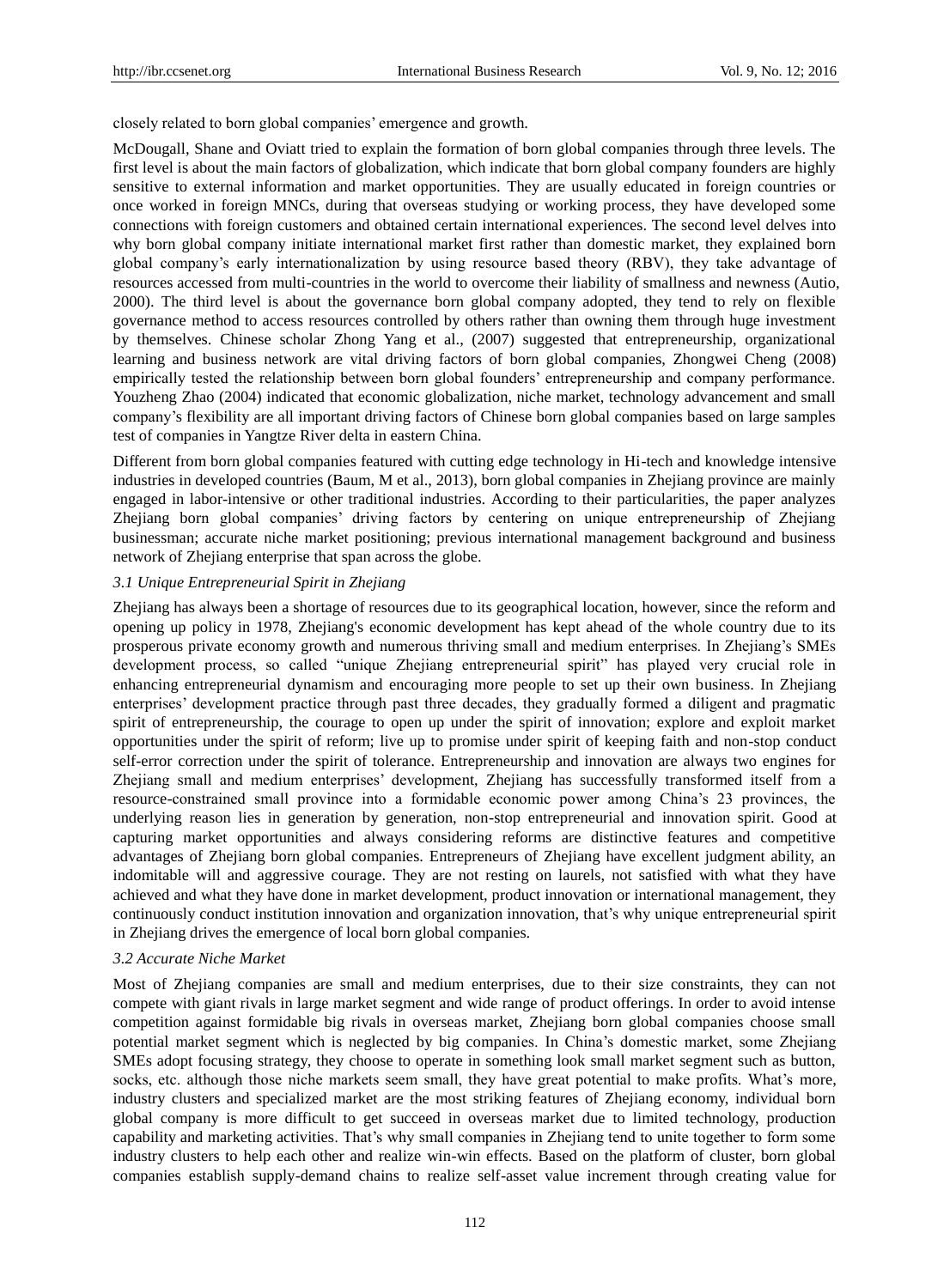closely related to born global companies' emergence and growth.

McDougall, Shane and Oviatt tried to explain the formation of born global companies through three levels. The first level is about the main factors of globalization, which indicate that born global company founders are highly sensitive to external information and market opportunities. They are usually educated in foreign countries or once worked in foreign MNCs, during that overseas studying or working process, they have developed some connections with foreign customers and obtained certain international experiences. The second level delves into why born global company initiate international market first rather than domestic market, they explained born global company's early internationalization by using resource based theory (RBV), they take advantage of resources accessed from multi-countries in the world to overcome their liability of smallness and newness (Autio, 2000). The third level is about the governance born global company adopted, they tend to rely on flexible governance method to access resources controlled by others rather than owning them through huge investment by themselves. Chinese scholar Zhong Yang et al., (2007) suggested that entrepreneurship, organizational learning and business network are vital driving factors of born global companies, Zhongwei Cheng (2008) empirically tested the relationship between born global founders' entrepreneurship and company performance. Youzheng Zhao (2004) indicated that economic globalization, niche market, technology advancement and small company's flexibility are all important driving factors of Chinese born global companies based on large samples test of companies in Yangtze River delta in eastern China.

Different from born global companies featured with cutting edge technology in Hi-tech and knowledge intensive industries in developed countries (Baum, M et al., 2013), born global companies in Zhejiang province are mainly engaged in labor-intensive or other traditional industries. According to their particularities, the paper analyzes Zhejiang born global companies' driving factors by centering on unique entrepreneurship of Zhejiang businessman; accurate niche market positioning; previous international management background and business network of Zhejiang enterprise that span across the globe.

### *3.1 Unique Entrepreneurial Spirit in Zhejiang*

Zhejiang has always been a shortage of resources due to its geographical location, however, since the reform and opening up policy in 1978, Zhejiang's economic development has kept ahead of the whole country due to its prosperous private economy growth and numerous thriving small and medium enterprises. In Zhejiang's SMEs development process, so called "unique Zhejiang entrepreneurial spirit" has played very crucial role in enhancing entrepreneurial dynamism and encouraging more people to set up their own business. In Zhejiang enterprises' development practice through past three decades, they gradually formed a diligent and pragmatic spirit of entrepreneurship, the courage to open up under the spirit of innovation; explore and exploit market opportunities under the spirit of reform; live up to promise under spirit of keeping faith and non-stop conduct self-error correction under the spirit of tolerance. Entrepreneurship and innovation are always two engines for Zhejiang small and medium enterprises' development, Zhejiang has successfully transformed itself from a resource-constrained small province into a formidable economic power among China's 23 provinces, the underlying reason lies in generation by generation, non-stop entrepreneurial and innovation spirit. Good at capturing market opportunities and always considering reforms are distinctive features and competitive advantages of Zhejiang born global companies. Entrepreneurs of Zhejiang have excellent judgment ability, an indomitable will and aggressive courage. They are not resting on laurels, not satisfied with what they have achieved and what they have done in market development, product innovation or international management, they continuously conduct institution innovation and organization innovation, that's why unique entrepreneurial spirit in Zhejiang drives the emergence of local born global companies.

### *3.2 Accurate Niche Market*

Most of Zhejiang companies are small and medium enterprises, due to their size constraints, they can not compete with giant rivals in large market segment and wide range of product offerings. In order to avoid intense competition against formidable big rivals in overseas market, Zhejiang born global companies choose small potential market segment which is neglected by big companies. In China's domestic market, some Zhejiang SMEs adopt focusing strategy, they choose to operate in something look small market segment such as button, socks, etc. although those niche markets seem small, they have great potential to make profits. What's more, industry clusters and specialized market are the most striking features of Zhejiang economy, individual born global company is more difficult to get succeed in overseas market due to limited technology, production capability and marketing activities. That's why small companies in Zhejiang tend to unite together to form some industry clusters to help each other and realize win-win effects. Based on the platform of cluster, born global companies establish supply-demand chains to realize self-asset value increment through creating value for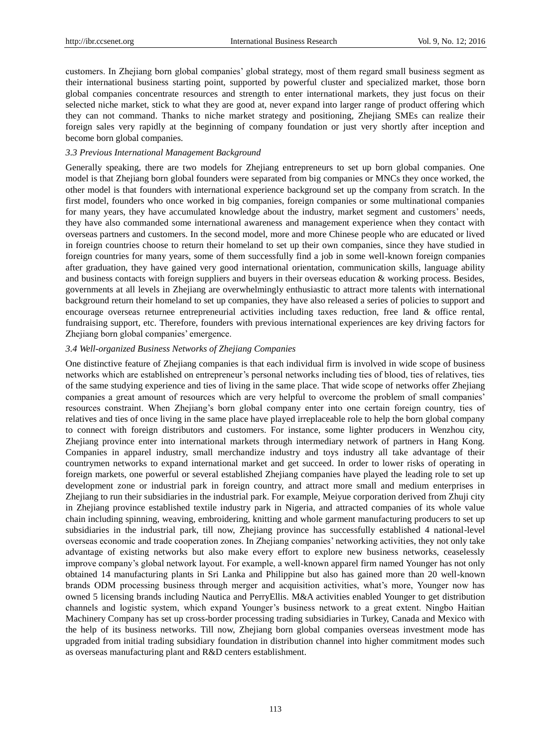customers. In Zhejiang born global companies' global strategy, most of them regard small business segment as their international business starting point, supported by powerful cluster and specialized market, those born global companies concentrate resources and strength to enter international markets, they just focus on their selected niche market, stick to what they are good at, never expand into larger range of product offering which they can not command. Thanks to niche market strategy and positioning, Zhejiang SMEs can realize their foreign sales very rapidly at the beginning of company foundation or just very shortly after inception and become born global companies.

### *3.3 Previous International Management Background*

Generally speaking, there are two models for Zhejiang entrepreneurs to set up born global companies. One model is that Zhejiang born global founders were separated from big companies or MNCs they once worked, the other model is that founders with international experience background set up the company from scratch. In the first model, founders who once worked in big companies, foreign companies or some multinational companies for many years, they have accumulated knowledge about the industry, market segment and customers' needs, they have also commanded some international awareness and management experience when they contact with overseas partners and customers. In the second model, more and more Chinese people who are educated or lived in foreign countries choose to return their homeland to set up their own companies, since they have studied in foreign countries for many years, some of them successfully find a job in some well-known foreign companies after graduation, they have gained very good international orientation, communication skills, language ability and business contacts with foreign suppliers and buyers in their overseas education & working process. Besides, governments at all levels in Zhejiang are overwhelmingly enthusiastic to attract more talents with international background return their homeland to set up companies, they have also released a series of policies to support and encourage overseas returnee entrepreneurial activities including taxes reduction, free land & office rental, fundraising support, etc. Therefore, founders with previous international experiences are key driving factors for Zhejiang born global companies' emergence.

### *3.4 Well-organized Business Networks of Zhejiang Companies*

One distinctive feature of Zhejiang companies is that each individual firm is involved in wide scope of business networks which are established on entrepreneur's personal networks including ties of blood, ties of relatives, ties of the same studying experience and ties of living in the same place. That wide scope of networks offer Zhejiang companies a great amount of resources which are very helpful to overcome the problem of small companies' resources constraint. When Zhejiang's born global company enter into one certain foreign country, ties of relatives and ties of once living in the same place have played irreplaceable role to help the born global company to connect with foreign distributors and customers. For instance, some lighter producers in Wenzhou city, Zhejiang province enter into international markets through intermediary network of partners in Hang Kong. Companies in apparel industry, small merchandize industry and toys industry all take advantage of their countrymen networks to expand international market and get succeed. In order to lower risks of operating in foreign markets, one powerful or several established Zhejiang companies have played the leading role to set up development zone or industrial park in foreign country, and attract more small and medium enterprises in Zhejiang to run their subsidiaries in the industrial park. For example, Meiyue corporation derived from Zhuji city in Zhejiang province established textile industry park in Nigeria, and attracted companies of its whole value chain including spinning, weaving, embroidering, knitting and whole garment manufacturing producers to set up subsidiaries in the industrial park, till now, Zhejiang province has successfully established 4 national-level overseas economic and trade cooperation zones. In Zhejiang companies' networking activities, they not only take advantage of existing networks but also make every effort to explore new business networks, ceaselessly improve company's global network layout. For example, a well-known apparel firm named Younger has not only obtained 14 manufacturing plants in Sri Lanka and Philippine but also has gained more than 20 well-known brands ODM processing business through merger and acquisition activities, what's more, Younger now has owned 5 licensing brands including Nautica and PerryEllis. M&A activities enabled Younger to get distribution channels and logistic system, which expand Younger's business network to a great extent. Ningbo Haitian Machinery Company has set up cross-border processing trading subsidiaries in Turkey, Canada and Mexico with the help of its business networks. Till now, Zhejiang born global companies overseas investment mode has upgraded from initial trading subsidiary foundation in distribution channel into higher commitment modes such as overseas manufacturing plant and R&D centers establishment.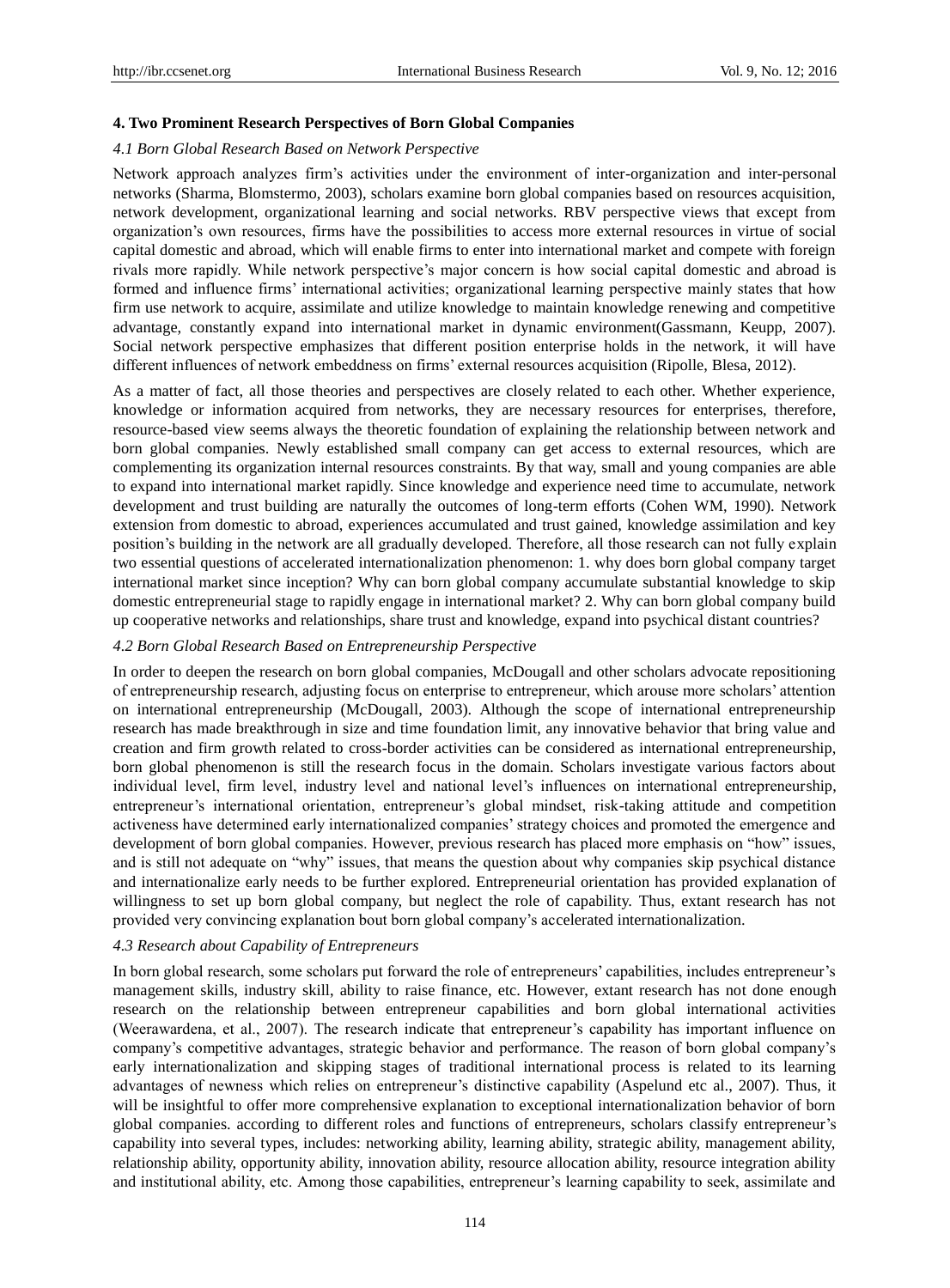## 4. Two Prominent Research Perspectives of Born Global Companies

### *4.1 Born Global Research Based on Network Perspective*

Network approach analyzes firm's activities under the environment of inter-organization and inter-personal networks (Sharma, Blomstermo, 2003), scholars examine born global companies based on resources acquisition, network development, organizational learning and social networks. RBV perspective views that except from organization's own resources, firms have the possibilities to access more external resources in virtue of social capital domestic and abroad, which will enable firms to enter into international market and compete with foreign rivals more rapidly. While network perspective's major concern is how social capital domestic and abroad is formed and influence firms' international activities; organizational learning perspective mainly states that how firm use network to acquire, assimilate and utilize knowledge to maintain knowledge renewing and competitive advantage, constantly expand into international market in dynamic environment(Gassmann, Keupp, 2007). Social network perspective emphasizes that different position enterprise holds in the network, it will have different influences of network embeddness on firms' external resources acquisition (Ripolle, Blesa, 2012).

As a matter of fact, all those theories and perspectives are closely related to each other. Whether experience, knowledge or information acquired from networks, they are necessary resources for enterprises, therefore, resource-based view seems always the theoretic foundation of explaining the relationship between network and born global companies. Newly established small company can get access to external resources, which are complementing its organization internal resources constraints. By that way, small and young companies are able to expand into international market rapidly. Since knowledge and experience need time to accumulate, network development and trust building are naturally the outcomes of long-term efforts (Cohen WM, 1990). Network extension from domestic to abroad, experiences accumulated and trust gained, knowledge assimilation and key position's building in the network are all gradually developed. Therefore, all those research can not fully explain two essential questions of accelerated internationalization phenomenon: 1. why does born global company target international market since inception? Why can born global company accumulate substantial knowledge to skip domestic entrepreneurial stage to rapidly engage in international market? 2. Why can born global company build up cooperative networks and relationships, share trust and knowledge, expand into psychical distant countries?

### *4.2 Born Global Research Based on Entrepreneurship Perspective*

In order to deepen the research on born global companies, McDougall and other scholars advocate repositioning of entrepreneurship research, adjusting focus on enterprise to entrepreneur, which arouse more scholars' attention on international entrepreneurship (McDougall, 2003). Although the scope of international entrepreneurship research has made breakthrough in size and time foundation limit, any innovative behavior that bring value and creation and firm growth related to cross-border activities can be considered as international entrepreneurship, born global phenomenon is still the research focus in the domain. Scholars investigate various factors about individual level, firm level, industry level and national level's influences on international entrepreneurship, entrepreneur's international orientation, entrepreneur's global mindset, risk-taking attitude and competition activeness have determined early internationalized companies' strategy choices and promoted the emergence and development of born global companies. However, previous research has placed more emphasis on "how" issues, and is still not adequate on "why" issues, that means the question about why companies skip psychical distance and internationalize early needs to be further explored. Entrepreneurial orientation has provided explanation of willingness to set up born global company, but neglect the role of capability. Thus, extant research has not provided very convincing explanation bout born global company's accelerated internationalization.

### *4.3 Research about Capability of Entrepreneurs*

In born global research, some scholars put forward the role of entrepreneurs' capabilities, includes entrepreneur's management skills, industry skill, ability to raise finance, etc. However, extant research has not done enough research on the relationship between entrepreneur capabilities and born global international activities (Weerawardena, et al., 2007). The research indicate that entrepreneur's capability has important influence on company's competitive advantages, strategic behavior and performance. The reason of born global company's early internationalization and skipping stages of traditional international process is related to its learning advantages of newness which relies on entrepreneur's distinctive capability (Aspelund etc al., 2007). Thus, it will be insightful to offer more comprehensive explanation to exceptional internationalization behavior of born global companies. according to different roles and functions of entrepreneurs, scholars classify entrepreneur's capability into several types, includes: networking ability, learning ability, strategic ability, management ability, relationship ability, opportunity ability, innovation ability, resource allocation ability, resource integration ability and institutional ability, etc. Among those capabilities, entrepreneur's learning capability to seek, assimilate and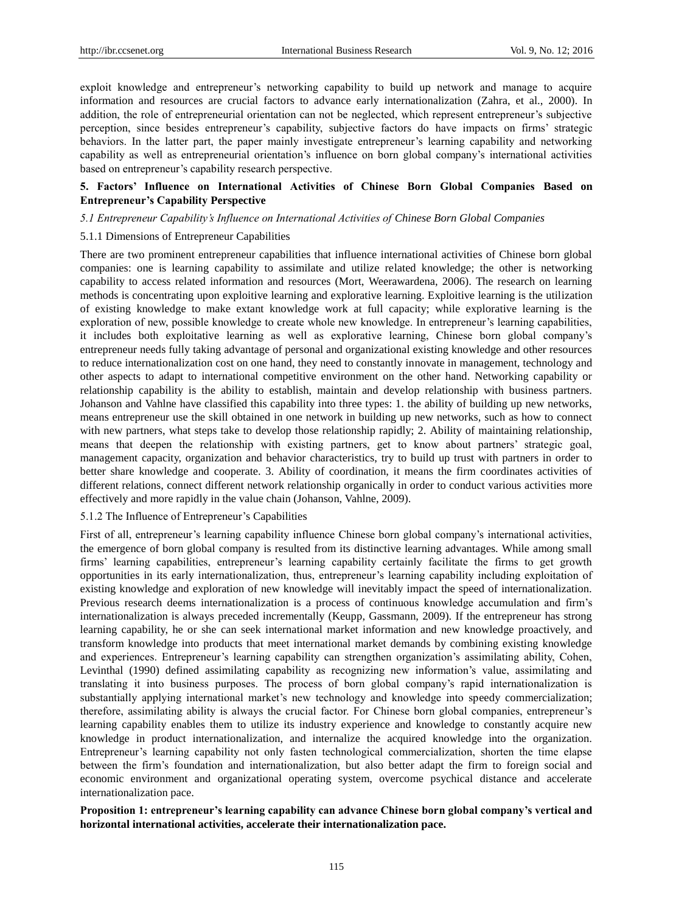exploit knowledge and entrepreneur's networking capability to build up network and manage to acquire information and resources are crucial factors to advance early internationalization (Zahra, et al., 2000). In addition, the role of entrepreneurial orientation can not be neglected, which represent entrepreneur's subjective perception, since besides entrepreneur's capability, subjective factors do have impacts on firms' strategic behaviors. In the latter part, the paper mainly investigate entrepreneur's learning capability and networking capability as well as entrepreneurial orientation's influence on born global company's international activities based on entrepreneur's capability research perspective.

## 5. Factors' Influence on International Activities of Chinese Born Global Companies Based on Entrepreneur's Capability Perspective

### *5.1 Entrepreneur Capability's Influence on International Activities of Chinese Born Global Companies*

#### 5.1.1 Dimensions of Entrepreneur Capabilities

There are two prominent entrepreneur capabilities that influence international activities of Chinese born global companies: one is learning capability to assimilate and utilize related knowledge; the other is networking capability to access related information and resources (Mort, Weerawardena, 2006). The research on learning methods is concentrating upon exploitive learning and explorative learning. Exploitive learning is the utilization of existing knowledge to make extant knowledge work at full capacity; while explorative learning is the exploration of new, possible knowledge to create whole new knowledge. In entrepreneur's learning capabilities, it includes both exploitative learning as well as explorative learning, Chinese born global company's entrepreneur needs fully taking advantage of personal and organizational existing knowledge and other resources to reduce internationalization cost on one hand, they need to constantly innovate in management, technology and other aspects to adapt to international competitive environment on the other hand. Networking capability or relationship capability is the ability to establish, maintain and develop relationship with business partners. Johanson and Vahlne have classified this capability into three types: 1. the ability of building up new networks, means entrepreneur use the skill obtained in one network in building up new networks, such as how to connect with new partners, what steps take to develop those relationship rapidly; 2. Ability of maintaining relationship, means that deepen the relationship with existing partners, get to know about partners' strategic goal, management capacity, organization and behavior characteristics, try to build up trust with partners in order to better share knowledge and cooperate. 3. Ability of coordination, it means the firm coordinates activities of different relations, connect different network relationship organically in order to conduct various activities more effectively and more rapidly in the value chain (Johanson, Vahlne, 2009).

#### 5.1.2 The Influence of Entrepreneur's Capabilities

First of all, entrepreneur's learning capability influence Chinese born global company's international activities, the emergence of born global company is resulted from its distinctive learning advantages. While among small firms' learning capabilities, entrepreneur's learning capability certainly facilitate the firms to get growth opportunities in its early internationalization, thus, entrepreneur's learning capability including exploitation of existing knowledge and exploration of new knowledge will inevitably impact the speed of internationalization. Previous research deems internationalization is a process of continuous knowledge accumulation and firm's internationalization is always preceded incrementally (Keupp, Gassmann, 2009). If the entrepreneur has strong learning capability, he or she can seek international market information and new knowledge proactively, and transform knowledge into products that meet international market demands by combining existing knowledge and experiences. Entrepreneur's learning capability can strengthen organization's assimilating ability, Cohen, Levinthal (1990) defined assimilating capability as recognizing new information's value, assimilating and translating it into business purposes. The process of born global company's rapid internationalization is substantially applying international market's new technology and knowledge into speedy commercialization; therefore, assimilating ability is always the crucial factor. For Chinese born global companies, entrepreneur's learning capability enables them to utilize its industry experience and knowledge to constantly acquire new knowledge in product internationalization, and internalize the acquired knowledge into the organization. Entrepreneur's learning capability not only fasten technological commercialization, shorten the time elapse between the firm's foundation and internationalization, but also better adapt the firm to foreign social and economic environment and organizational operating system, overcome psychical distance and accelerate internationalization pace.

**Proposition 1: entrepreneur's learning capability can advance Chinese born global company's vertical and horizontal international activities, accelerate their internationalization pace.**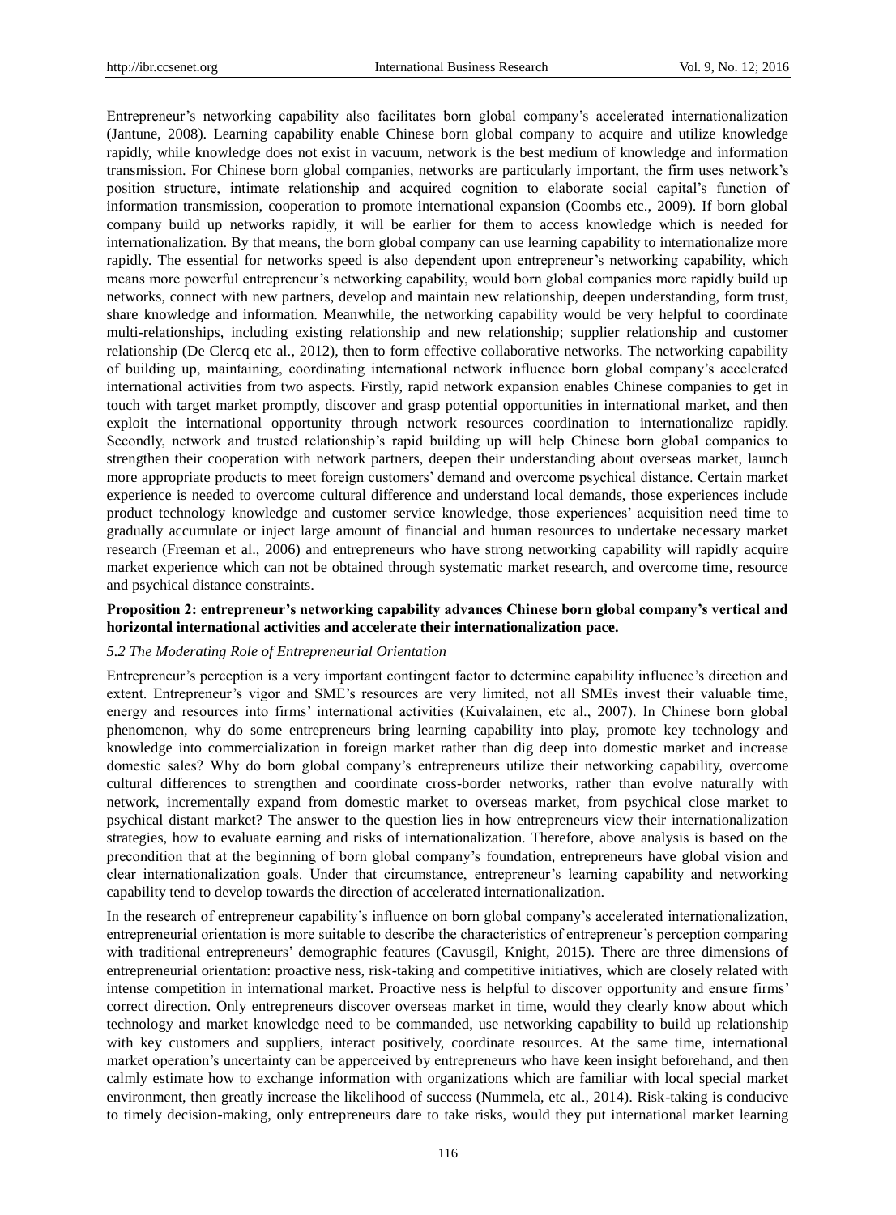Entrepreneur's networking capability also facilitates born global company's accelerated internationalization (Jantune, 2008). Learning capability enable Chinese born global company to acquire and utilize knowledge rapidly, while knowledge does not exist in vacuum, network is the best medium of knowledge and information transmission. For Chinese born global companies, networks are particularly important, the firm uses network's position structure, intimate relationship and acquired cognition to elaborate social capital's function of information transmission, cooperation to promote international expansion (Coombs etc., 2009). If born global company build up networks rapidly, it will be earlier for them to access knowledge which is needed for internationalization. By that means, the born global company can use learning capability to internationalize more rapidly. The essential for networks speed is also dependent upon entrepreneur's networking capability, which means more powerful entrepreneur's networking capability, would born global companies more rapidly build up networks, connect with new partners, develop and maintain new relationship, deepen understanding, form trust, share knowledge and information. Meanwhile, the networking capability would be very helpful to coordinate multi-relationships, including existing relationship and new relationship; supplier relationship and customer relationship (De Clercq etc al., 2012), then to form effective collaborative networks. The networking capability of building up, maintaining, coordinating international network influence born global company's accelerated international activities from two aspects. Firstly, rapid network expansion enables Chinese companies to get in touch with target market promptly, discover and grasp potential opportunities in international market, and then exploit the international opportunity through network resources coordination to internationalize rapidly. Secondly, network and trusted relationship's rapid building up will help Chinese born global companies to strengthen their cooperation with network partners, deepen their understanding about overseas market, launch more appropriate products to meet foreign customers' demand and overcome psychical distance. Certain market experience is needed to overcome cultural difference and understand local demands, those experiences include product technology knowledge and customer service knowledge, those experiences' acquisition need time to gradually accumulate or inject large amount of financial and human resources to undertake necessary market research (Freeman et al., 2006) and entrepreneurs who have strong networking capability will rapidly acquire market experience which can not be obtained through systematic market research, and overcome time, resource and psychical distance constraints.

**Proposition 2: entrepreneur's networking capability advances Chinese born global company's vertical and horizontal international activities and accelerate their internationalization pace.**

### *5.2 The Moderating Role of Entrepreneurial Orientation*

Entrepreneur's perception is a very important contingent factor to determine capability influence's direction and extent. Entrepreneur's vigor and SME's resources are very limited, not all SMEs invest their valuable time, energy and resources into firms' international activities (Kuivalainen, etc al., 2007). In Chinese born global phenomenon, why do some entrepreneurs bring learning capability into play, promote key technology and knowledge into commercialization in foreign market rather than dig deep into domestic market and increase domestic sales? Why do born global company's entrepreneurs utilize their networking capability, overcome cultural differences to strengthen and coordinate cross-border networks, rather than evolve naturally with network, incrementally expand from domestic market to overseas market, from psychical close market to psychical distant market? The answer to the question lies in how entrepreneurs view their internationalization strategies, how to evaluate earning and risks of internationalization. Therefore, above analysis is based on the precondition that at the beginning of born global company's foundation, entrepreneurs have global vision and clear internationalization goals. Under that circumstance, entrepreneur's learning capability and networking capability tend to develop towards the direction of accelerated internationalization.

In the research of entrepreneur capability's influence on born global company's accelerated internationalization, entrepreneurial orientation is more suitable to describe the characteristics of entrepreneur's perception comparing with traditional entrepreneurs' demographic features (Cavusgil, Knight, 2015). There are three dimensions of entrepreneurial orientation: proactive ness, risk-taking and competitive initiatives, which are closely related with intense competition in international market. Proactive ness is helpful to discover opportunity and ensure firms' correct direction. Only entrepreneurs discover overseas market in time, would they clearly know about which technology and market knowledge need to be commanded, use networking capability to build up relationship with key customers and suppliers, interact positively, coordinate resources. At the same time, international market operation's uncertainty can be apperceived by entrepreneurs who have keen insight beforehand, and then calmly estimate how to exchange information with organizations which are familiar with local special market environment, then greatly increase the likelihood of success (Nummela, etc al., 2014). Risk-taking is conducive to timely decision-making, only entrepreneurs dare to take risks, would they put international market learning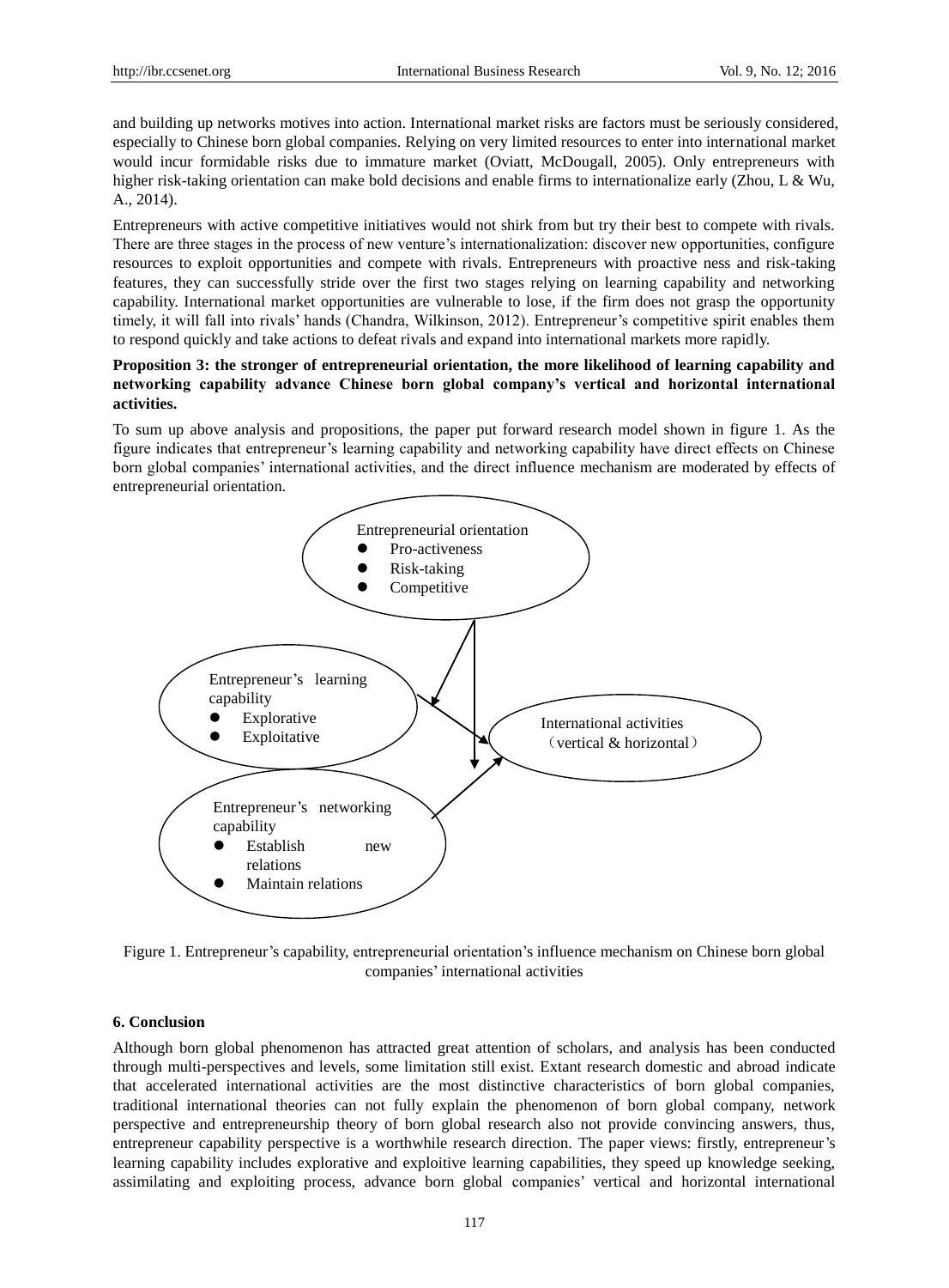and building up networks motives into action. International market risks are factors must be seriously considered, especially to Chinese born global companies. Relying on very limited resources to enter into international market would incur formidable risks due to immature market (Oviatt, McDougall, 2005). Only entrepreneurs with higher risk-taking orientation can make bold decisions and enable firms to internationalize early (Zhou, L & Wu, A., 2014).

Entrepreneurs with active competitive initiatives would not shirk from but try their best to compete with rivals. There are three stages in the process of new venture's internationalization: discover new opportunities, configure resources to exploit opportunities and compete with rivals. Entrepreneurs with proactive ness and risk-taking features, they can successfully stride over the first two stages relying on learning capability and networking capability. International market opportunities are vulnerable to lose, if the firm does not grasp the opportunity timely, it will fall into rivals' hands (Chandra, Wilkinson, 2012). Entrepreneur's competitive spirit enables them to respond quickly and take actions to defeat rivals and expand into international markets more rapidly.

**Proposition 3: the stronger of entrepreneurial orientation, the more likelihood of learning capability and networking capability advance Chinese born global company's vertical and horizontal international activities.**

To sum up above analysis and propositions, the paper put forward research model shown in figure 1. As the figure indicates that entrepreneur's learning capability and networking capability have direct effects on Chinese born global companies' international activities, and the direct influence mechanism are moderated by effects of entrepreneurial orientation.

Entrepreneurial orientation
- Pro-activeness
- Risk-taking
- Competitive

Entrepreneur's learning capability
- Explorative
- Exploitative

International activities (vertical & horizontal)

Entrepreneur's networking capability
- Establish new relations
- Maintain relations

Figure 1. Entrepreneur's capability, entrepreneurial orientation's influence mechanism on Chinese born global companies' international activities

## 6. Conclusion

Although born global phenomenon has attracted great attention of scholars, and analysis has been conducted through multi-perspectives and levels, some limitation still exist. Extant research domestic and abroad indicate that accelerated international activities are the most distinctive characteristics of born global companies, traditional international theories can not fully explain the phenomenon of born global company, network perspective and entrepreneurship theory of born global research also not provide convincing answers, thus, entrepreneur capability perspective is a worthwhile research direction. The paper views: firstly, entrepreneur's learning capability includes explorative and exploitive learning capabilities, they speed up knowledge seeking, assimilating and exploiting process, advance born global companies' vertical and horizontal international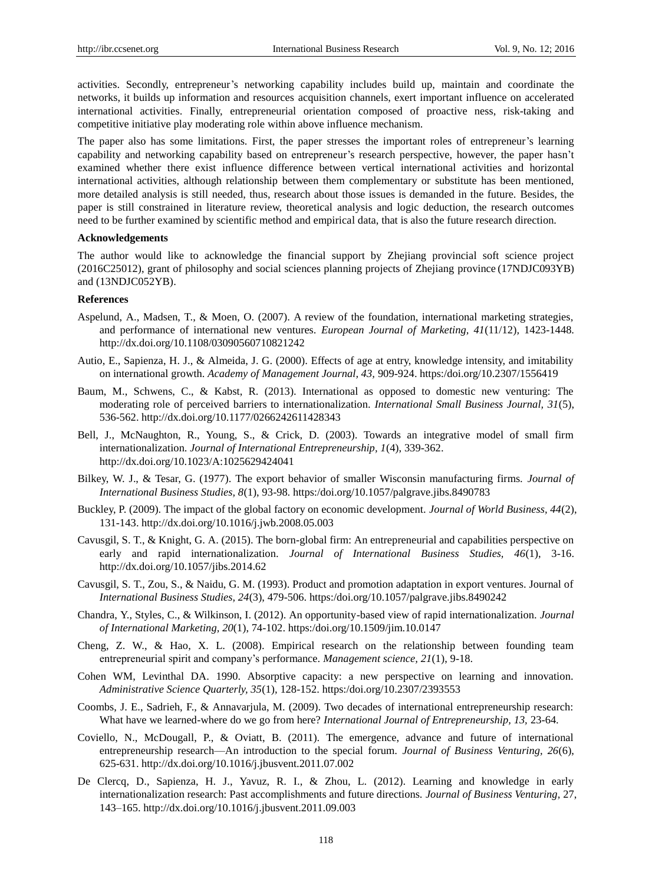activities. Secondly, entrepreneur's networking capability includes build up, maintain and coordinate the networks, it builds up information and resources acquisition channels, exert important influence on accelerated international activities. Finally, entrepreneurial orientation composed of proactive ness, risk-taking and competitive initiative play moderating role within above influence mechanism.

The paper also has some limitations. First, the paper stresses the important roles of entrepreneur's learning capability and networking capability based on entrepreneur's research perspective, however, the paper hasn't examined whether there exist influence difference between vertical international activities and horizontal international activities, although relationship between them complementary or substitute has been mentioned, more detailed analysis is still needed, thus, research about those issues is demanded in the future. Besides, the paper is still constrained in literature review, theoretical analysis and logic deduction, the research outcomes need to be further examined by scientific method and empirical data, that is also the future research direction.

**Acknowledgements**

The author would like to acknowledge the financial support by Zhejiang provincial soft science project (2016C25012), grant of philosophy and social sciences planning projects of Zhejiang province (17NDJC093YB) and (13NDJC052YB).

**References**

Aspelund, A., Madsen, T., & Moen, O. (2007). A review of the foundation, international marketing strategies, and performance of international new ventures. *European Journal of Marketing, 41*(11/12), 1423-1448. http://dx.doi.org/10.1108/03090560710821242

Autio, E., Sapienza, H. J., & Almeida, J. G. (2000). Effects of age at entry, knowledge intensity, and imitability on international growth. *Academy of Management Journal, 43*, 909-924. https:/doi.org/10.2307/1556419

Baum, M., Schwens, C., & Kabst, R. (2013). International as opposed to domestic new venturing: The moderating role of perceived barriers to internationalization. *International Small Business Journal, 31*(5), 536-562. http://dx.doi.org/10.1177/0266242611428343

Bell, J., McNaughton, R., Young, S., & Crick, D. (2003). Towards an integrative model of small firm internationalization. *Journal of International Entrepreneurship, 1*(4), 339-362. http://dx.doi.org/10.1023/A:1025629424041

Bilkey, W. J., & Tesar, G. (1977). The export behavior of smaller Wisconsin manufacturing firms. *Journal of International Business Studies, 8*(1), 93-98. https:/doi.org/10.1057/palgrave.jibs.8490783

Buckley, P. (2009). The impact of the global factory on economic development. *Journal of World Business, 44*(2), 131-143. http://dx.doi.org/10.1016/j.jwb.2008.05.003

Cavusgil, S. T., & Knight, G. A. (2015). The born-global firm: An entrepreneurial and capabilities perspective on early and rapid internationalization. *Journal of International Business Studies, 46*(1), 3-16. http://dx.doi.org/10.1057/jibs.2014.62

Cavusgil, S. T., Zou, S., & Naidu, G. M. (1993). Product and promotion adaptation in export ventures. Journal of *International Business Studies, 24*(3), 479-506. https:/doi.org/10.1057/palgrave.jibs.8490242

Chandra, Y., Styles, C., & Wilkinson, I. (2012). An opportunity-based view of rapid internationalization. *Journal of International Marketing, 20*(1), 74-102. https:/doi.org/10.1509/jim.10.0147

Cheng, Z. W., & Hao, X. L. (2008). Empirical research on the relationship between founding team entrepreneurial spirit and company's performance. *Management science, 21*(1), 9-18.

Cohen WM, Levinthal DA. 1990. Absorptive capacity: a new perspective on learning and innovation. *Administrative Science Quarterly, 35*(1), 128-152. https:/doi.org/10.2307/2393553

Coombs, J. E., Sadrieh, F., & Annavarjula, M. (2009). Two decades of international entrepreneurship research: What have we learned-where do we go from here? *International Journal of Entrepreneurship, 13*, 23-64.

Coviello, N., McDougall, P., & Oviatt, B. (2011). The emergence, advance and future of international entrepreneurship research—An introduction to the special forum. *Journal of Business Venturing, 26*(6), 625-631. http://dx.doi.org/10.1016/j.jbusvent.2011.07.002

De Clercq, D., Sapienza, H. J., Yavuz, R. I., & Zhou, L. (2012). Learning and knowledge in early internationalization research: Past accomplishments and future directions. *Journal of Business Venturing,* 27, 143–165. http://dx.doi.org/10.1016/j.jbusvent.2011.09.003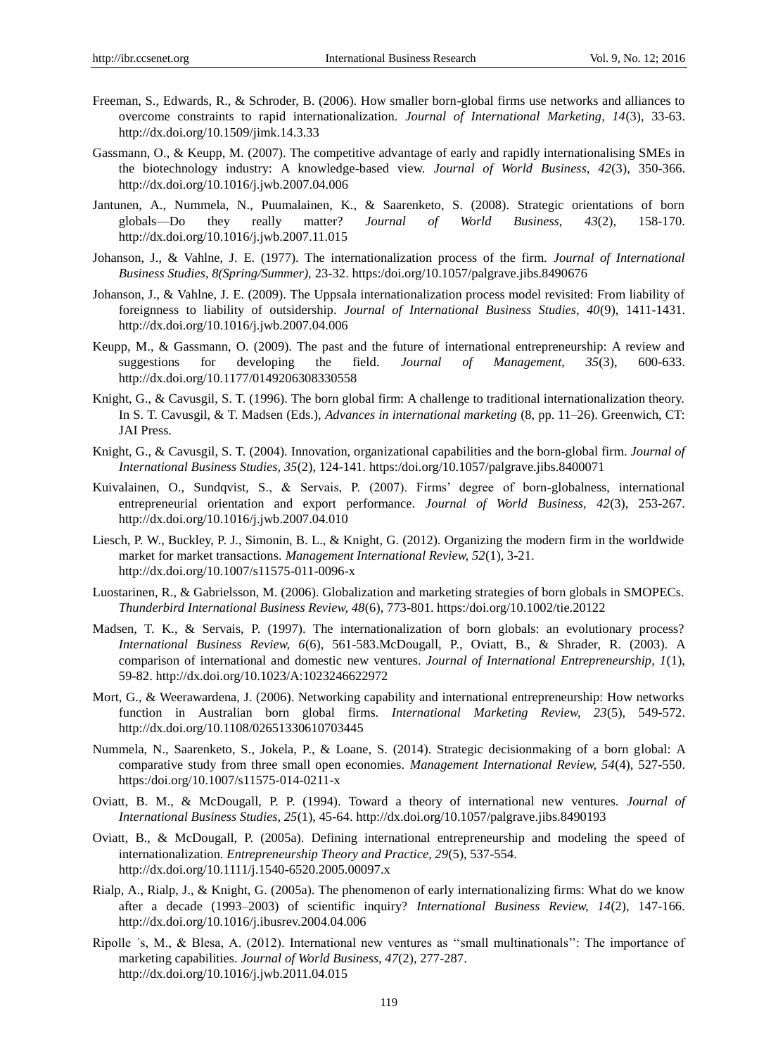Freeman, S., Edwards, R., & Schroder, B. (2006). How smaller born-global firms use networks and alliances to overcome constraints to rapid internationalization. *Journal of International Marketing, 14*(3), 33-63. http://dx.doi.org/10.1509/jimk.14.3.33

Gassmann, O., & Keupp, M. (2007). The competitive advantage of early and rapidly internationalising SMEs in the biotechnology industry: A knowledge-based view. *Journal of World Business, 42*(3), 350-366. http://dx.doi.org/10.1016/j.jwb.2007.04.006

Jantunen, A., Nummela, N., Puumalainen, K., & Saarenketo, S. (2008). Strategic orientations of born globals—Do they really matter? *Journal of World Business, 43*(2), 158-170. http://dx.doi.org/10.1016/j.jwb.2007.11.015

Johanson, J., & Vahlne, J. E. (1977). The internationalization process of the firm. *Journal of International Business Studies, 8(Spring/Summer),* 23-32. https:/doi.org/10.1057/palgrave.jibs.8490676

Johanson, J., & Vahlne, J. E. (2009). The Uppsala internationalization process model revisited: From liability of foreignness to liability of outsidership. *Journal of International Business Studies, 40*(9), 1411-1431. http://dx.doi.org/10.1016/j.jwb.2007.04.006

Keupp, M., & Gassmann, O. (2009). The past and the future of international entrepreneurship: A review and suggestions for developing the field. *Journal of Management, 35*(3), 600-633. http://dx.doi.org/10.1177/0149206308330558

Knight, G., & Cavusgil, S. T. (1996). The born global firm: A challenge to traditional internationalization theory. In S. T. Cavusgil, & T. Madsen (Eds.), *Advances in international marketing* (8, pp. 11–26). Greenwich, CT: JAI Press.

Knight, G., & Cavusgil, S. T. (2004). Innovation, organizational capabilities and the born-global firm. *Journal of International Business Studies, 35*(2), 124-141. https:/doi.org/10.1057/palgrave.jibs.8400071

Kuivalainen, O., Sundqvist, S., & Servais, P. (2007). Firms' degree of born-globalness, international entrepreneurial orientation and export performance. *Journal of World Business, 42*(3), 253-267. http://dx.doi.org/10.1016/j.jwb.2007.04.010

Liesch, P. W., Buckley, P. J., Simonin, B. L., & Knight, G. (2012). Organizing the modern firm in the worldwide market for market transactions. *Management International Review, 52*(1), 3-21. http://dx.doi.org/10.1007/s11575-011-0096-x

Luostarinen, R., & Gabrielsson, M. (2006). Globalization and marketing strategies of born globals in SMOPECs. *Thunderbird International Business Review, 48*(6), 773-801. https:/doi.org/10.1002/tie.20122

Madsen, T. K., & Servais, P. (1997). The internationalization of born globals: an evolutionary process? *International Business Review, 6*(6), 561-583.McDougall, P., Oviatt, B., & Shrader, R. (2003). A comparison of international and domestic new ventures. *Journal of International Entrepreneurship, 1*(1), 59-82. http://dx.doi.org/10.1023/A:1023246622972

Mort, G., & Weerawardena, J. (2006). Networking capability and international entrepreneurship: How networks function in Australian born global firms. *International Marketing Review, 23*(5), 549-572. http://dx.doi.org/10.1108/02651330610703445

Nummela, N., Saarenketo, S., Jokela, P., & Loane, S. (2014). Strategic decisionmaking of a born global: A comparative study from three small open economies. *Management International Review, 54*(4), 527-550. https:/doi.org/10.1007/s11575-014-0211-x

Oviatt, B. M., & McDougall, P. P. (1994). Toward a theory of international new ventures. *Journal of International Business Studies, 25*(1), 45-64. http://dx.doi.org/10.1057/palgrave.jibs.8490193

Oviatt, B., & McDougall, P. (2005a). Defining international entrepreneurship and modeling the speed of internationalization. *Entrepreneurship Theory and Practice, 29*(5), 537-554. http://dx.doi.org/10.1111/j.1540-6520.2005.00097.x

Rialp, A., Rialp, J., & Knight, G. (2005a). The phenomenon of early internationalizing firms: What do we know after a decade (1993–2003) of scientific inquiry? *International Business Review, 14*(2), 147-166. http://dx.doi.org/10.1016/j.ibusrev.2004.04.006

Ripolle ́s, M., & Blesa, A. (2012). International new ventures as ''small multinationals'': The importance of marketing capabilities. *Journal of World Business, 47*(2), 277-287. http://dx.doi.org/10.1016/j.jwb.2011.04.015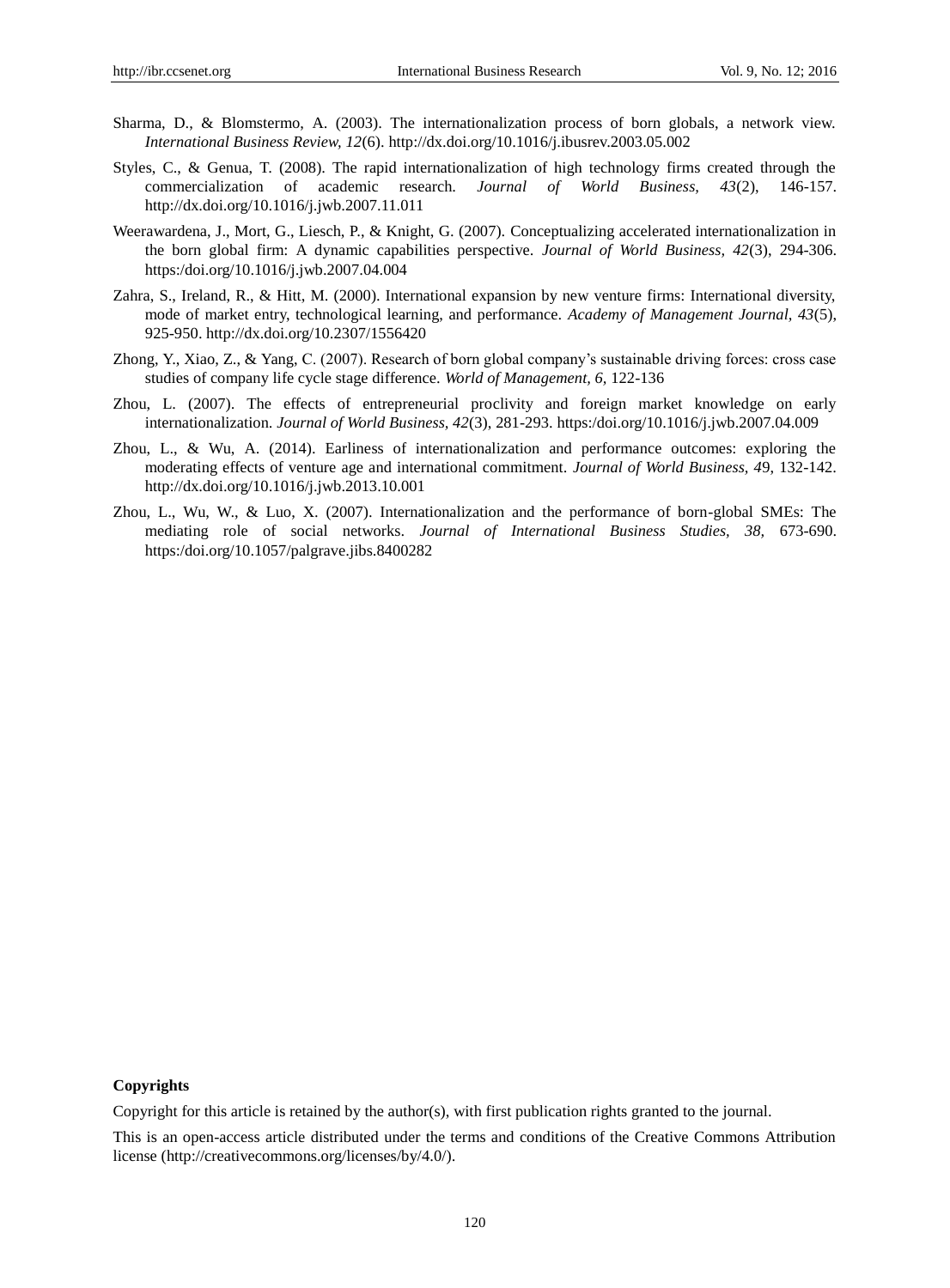Sharma, D., & Blomstermo, A. (2003). The internationalization process of born globals, a network view. *International Business Review, 12*(6). http://dx.doi.org/10.1016/j.ibusrev.2003.05.002

Styles, C., & Genua, T. (2008). The rapid internationalization of high technology firms created through the commercialization of academic research. *Journal of World Business, 43*(2), 146-157. http://dx.doi.org/10.1016/j.jwb.2007.11.011

Weerawardena, J., Mort, G., Liesch, P., & Knight, G. (2007). Conceptualizing accelerated internationalization in the born global firm: A dynamic capabilities perspective. *Journal of World Business, 42*(3), 294-306. https:/doi.org/10.1016/j.jwb.2007.04.004

Zahra, S., Ireland, R., & Hitt, M. (2000). International expansion by new venture firms: International diversity, mode of market entry, technological learning, and performance. *Academy of Management Journal, 43*(5), 925-950. http://dx.doi.org/10.2307/1556420

Zhong, Y., Xiao, Z., & Yang, C. (2007). Research of born global company's sustainable driving forces: cross case studies of company life cycle stage difference. *World of Management, 6*, 122-136

Zhou, L. (2007). The effects of entrepreneurial proclivity and foreign market knowledge on early internationalization. *Journal of World Business, 42*(3), 281-293. https:/doi.org/10.1016/j.jwb.2007.04.009

Zhou, L., & Wu, A. (2014). Earliness of internationalization and performance outcomes: exploring the moderating effects of venture age and international commitment. *Journal of World Business, 4*9, 132-142. http://dx.doi.org/10.1016/j.jwb.2013.10.001

Zhou, L., Wu, W., & Luo, X. (2007). Internationalization and the performance of born-global SMEs: The mediating role of social networks. *Journal of International Business Studies, 38*, 673-690. https:/doi.org/10.1057/palgrave.jibs.8400282

**Copyrights**

Copyright for this article is retained by the author(s), with first publication rights granted to the journal.

This is an open-access article distributed under the terms and conditions of the Creative Commons Attribution license (http://creativecommons.org/licenses/by/4.0/).